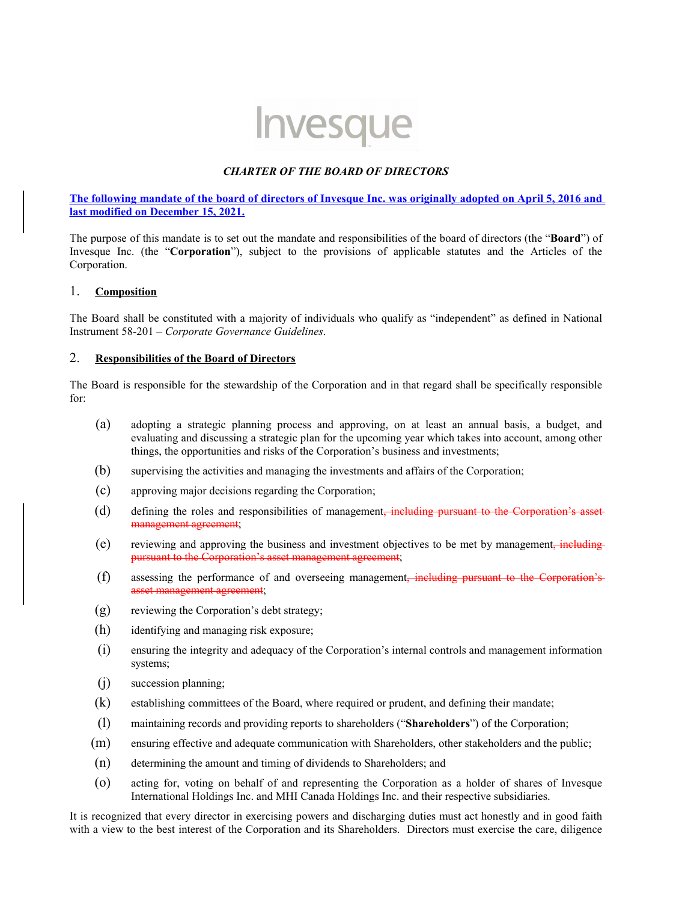Invesque

***CHARTER OF THE BOARD OF DIRECTORS***

**The following mandate of the board of directors of Invesque Inc. was originally adopted on April 5, 2016 and last modified on December 15, 2021.**

The purpose of this mandate is to set out the mandate and responsibilities of the board of directors (the "**Board**") of Invesque Inc. (the "**Corporation**"), subject to the provisions of applicable statutes and the Articles of the Corporation.

## 1. Composition

The Board shall be constituted with a majority of individuals who qualify as "independent" as defined in National Instrument 58-201 – *Corporate Governance Guidelines*.

## 2. Responsibilities of the Board of Directors

The Board is responsible for the stewardship of the Corporation and in that regard shall be specifically responsible for:

(a) adopting a strategic planning process and approving, on at least an annual basis, a budget, and evaluating and discussing a strategic plan for the upcoming year which takes into account, among other things, the opportunities and risks of the Corporation's business and investments;

(b) supervising the activities and managing the investments and affairs of the Corporation;

(c) approving major decisions regarding the Corporation;

(d) defining the roles and responsibilities of management~~, including pursuant to the Corporation's asset management agreement~~;

(e) reviewing and approving the business and investment objectives to be met by management~~, including pursuant to the Corporation's asset management agreement~~;

(f) assessing the performance of and overseeing management~~, including pursuant to the Corporation's asset management agreement~~;

(g) reviewing the Corporation's debt strategy;

(h) identifying and managing risk exposure;

(i) ensuring the integrity and adequacy of the Corporation's internal controls and management information systems;

(j) succession planning;

(k) establishing committees of the Board, where required or prudent, and defining their mandate;

(l) maintaining records and providing reports to shareholders ("**Shareholders**") of the Corporation;

(m) ensuring effective and adequate communication with Shareholders, other stakeholders and the public;

(n) determining the amount and timing of dividends to Shareholders; and

(o) acting for, voting on behalf of and representing the Corporation as a holder of shares of Invesque International Holdings Inc. and MHI Canada Holdings Inc. and their respective subsidiaries.

It is recognized that every director in exercising powers and discharging duties must act honestly and in good faith with a view to the best interest of the Corporation and its Shareholders. Directors must exercise the care, diligence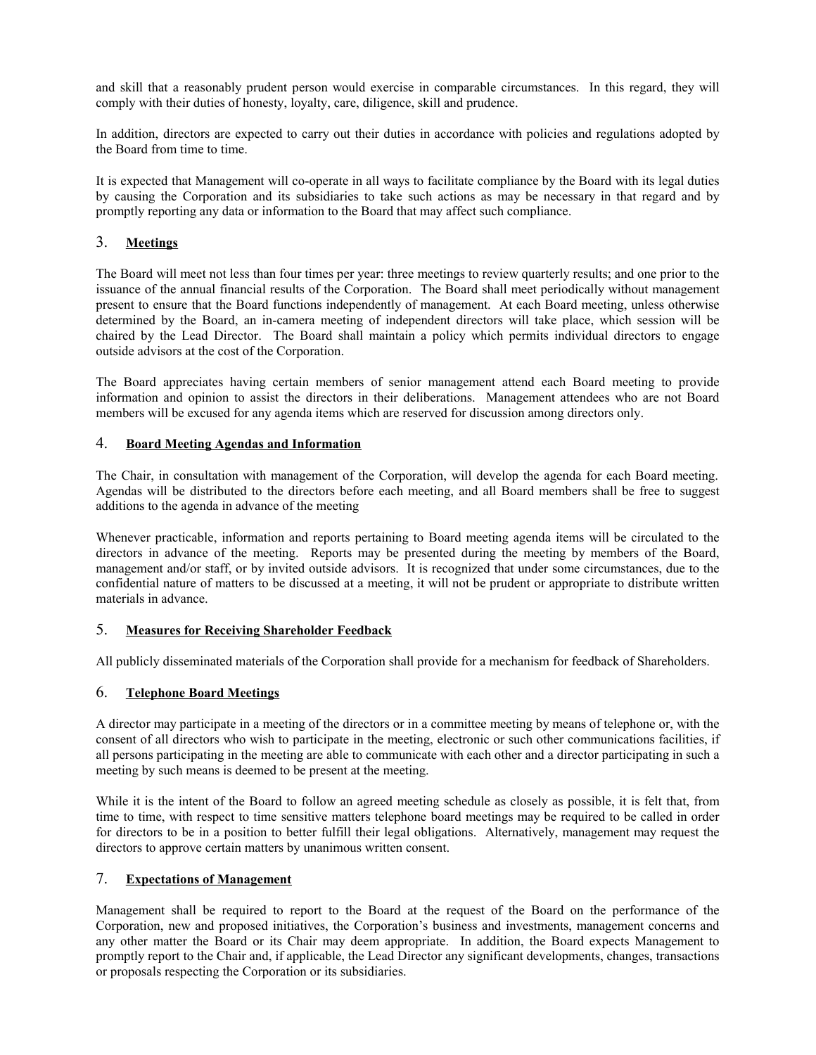and skill that a reasonably prudent person would exercise in comparable circumstances. In this regard, they will comply with their duties of honesty, loyalty, care, diligence, skill and prudence.

In addition, directors are expected to carry out their duties in accordance with policies and regulations adopted by the Board from time to time.

It is expected that Management will co-operate in all ways to facilitate compliance by the Board with its legal duties by causing the Corporation and its subsidiaries to take such actions as may be necessary in that regard and by promptly reporting any data or information to the Board that may affect such compliance.

## 3. **Meetings**

The Board will meet not less than four times per year: three meetings to review quarterly results; and one prior to the issuance of the annual financial results of the Corporation. The Board shall meet periodically without management present to ensure that the Board functions independently of management. At each Board meeting, unless otherwise determined by the Board, an in-camera meeting of independent directors will take place, which session will be chaired by the Lead Director. The Board shall maintain a policy which permits individual directors to engage outside advisors at the cost of the Corporation.

The Board appreciates having certain members of senior management attend each Board meeting to provide information and opinion to assist the directors in their deliberations. Management attendees who are not Board members will be excused for any agenda items which are reserved for discussion among directors only.

## 4. **Board Meeting Agendas and Information**

The Chair, in consultation with management of the Corporation, will develop the agenda for each Board meeting. Agendas will be distributed to the directors before each meeting, and all Board members shall be free to suggest additions to the agenda in advance of the meeting

Whenever practicable, information and reports pertaining to Board meeting agenda items will be circulated to the directors in advance of the meeting. Reports may be presented during the meeting by members of the Board, management and/or staff, or by invited outside advisors. It is recognized that under some circumstances, due to the confidential nature of matters to be discussed at a meeting, it will not be prudent or appropriate to distribute written materials in advance.

## 5. **Measures for Receiving Shareholder Feedback**

All publicly disseminated materials of the Corporation shall provide for a mechanism for feedback of Shareholders.

## 6. **Telephone Board Meetings**

A director may participate in a meeting of the directors or in a committee meeting by means of telephone or, with the consent of all directors who wish to participate in the meeting, electronic or such other communications facilities, if all persons participating in the meeting are able to communicate with each other and a director participating in such a meeting by such means is deemed to be present at the meeting.

While it is the intent of the Board to follow an agreed meeting schedule as closely as possible, it is felt that, from time to time, with respect to time sensitive matters telephone board meetings may be required to be called in order for directors to be in a position to better fulfill their legal obligations. Alternatively, management may request the directors to approve certain matters by unanimous written consent.

## 7. **Expectations of Management**

Management shall be required to report to the Board at the request of the Board on the performance of the Corporation, new and proposed initiatives, the Corporation's business and investments, management concerns and any other matter the Board or its Chair may deem appropriate. In addition, the Board expects Management to promptly report to the Chair and, if applicable, the Lead Director any significant developments, changes, transactions or proposals respecting the Corporation or its subsidiaries.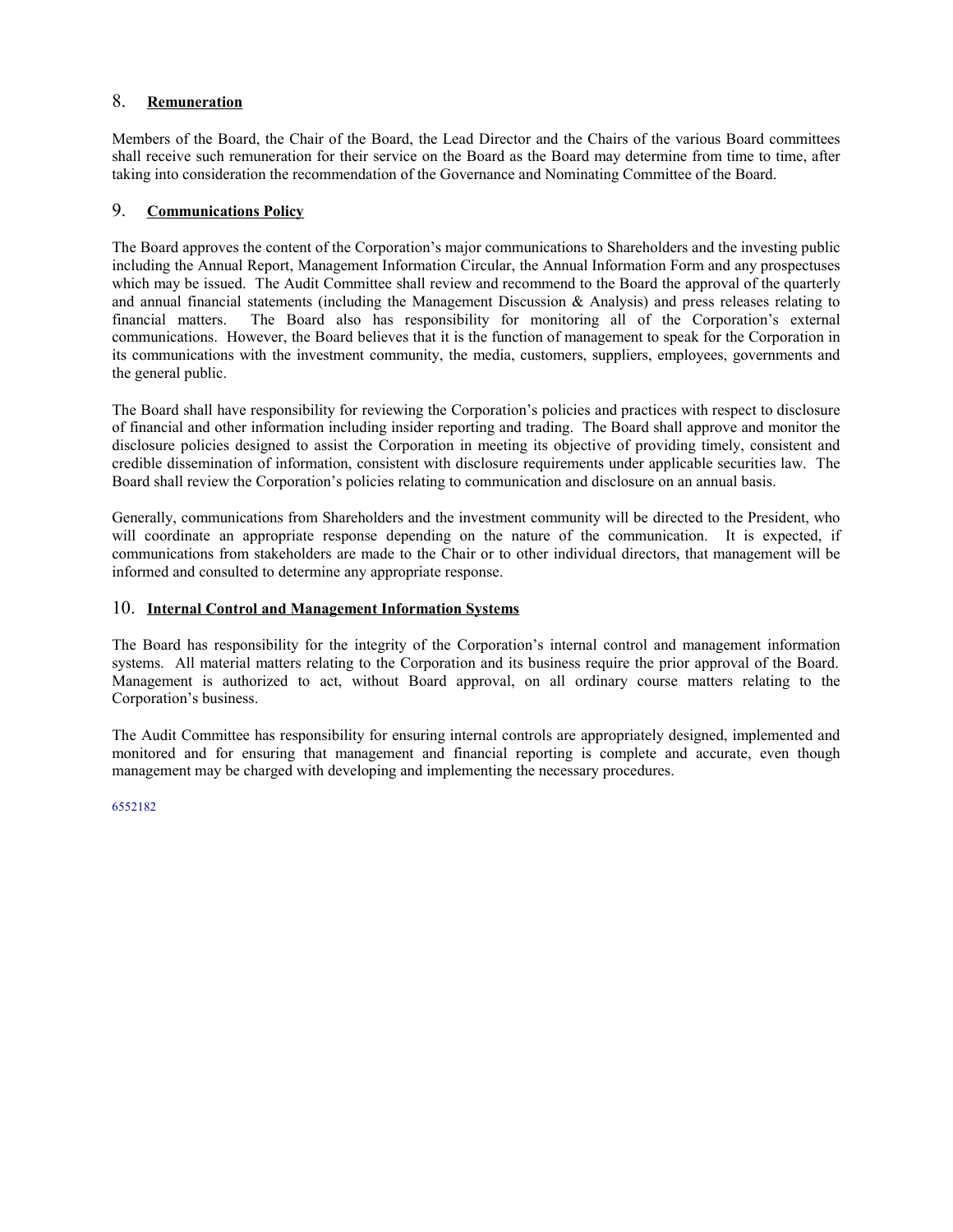## 8. **Remuneration**

Members of the Board, the Chair of the Board, the Lead Director and the Chairs of the various Board committees shall receive such remuneration for their service on the Board as the Board may determine from time to time, after taking into consideration the recommendation of the Governance and Nominating Committee of the Board.

## 9. **Communications Policy**

The Board approves the content of the Corporation's major communications to Shareholders and the investing public including the Annual Report, Management Information Circular, the Annual Information Form and any prospectuses which may be issued. The Audit Committee shall review and recommend to the Board the approval of the quarterly and annual financial statements (including the Management Discussion & Analysis) and press releases relating to financial matters. The Board also has responsibility for monitoring all of the Corporation's external communications. However, the Board believes that it is the function of management to speak for the Corporation in its communications with the investment community, the media, customers, suppliers, employees, governments and the general public.

The Board shall have responsibility for reviewing the Corporation's policies and practices with respect to disclosure of financial and other information including insider reporting and trading. The Board shall approve and monitor the disclosure policies designed to assist the Corporation in meeting its objective of providing timely, consistent and credible dissemination of information, consistent with disclosure requirements under applicable securities law. The Board shall review the Corporation's policies relating to communication and disclosure on an annual basis.

Generally, communications from Shareholders and the investment community will be directed to the President, who will coordinate an appropriate response depending on the nature of the communication. It is expected, if communications from stakeholders are made to the Chair or to other individual directors, that management will be informed and consulted to determine any appropriate response.

## 10. **Internal Control and Management Information Systems**

The Board has responsibility for the integrity of the Corporation's internal control and management information systems. All material matters relating to the Corporation and its business require the prior approval of the Board. Management is authorized to act, without Board approval, on all ordinary course matters relating to the Corporation's business.

The Audit Committee has responsibility for ensuring internal controls are appropriately designed, implemented and monitored and for ensuring that management and financial reporting is complete and accurate, even though management may be charged with developing and implementing the necessary procedures.

6552182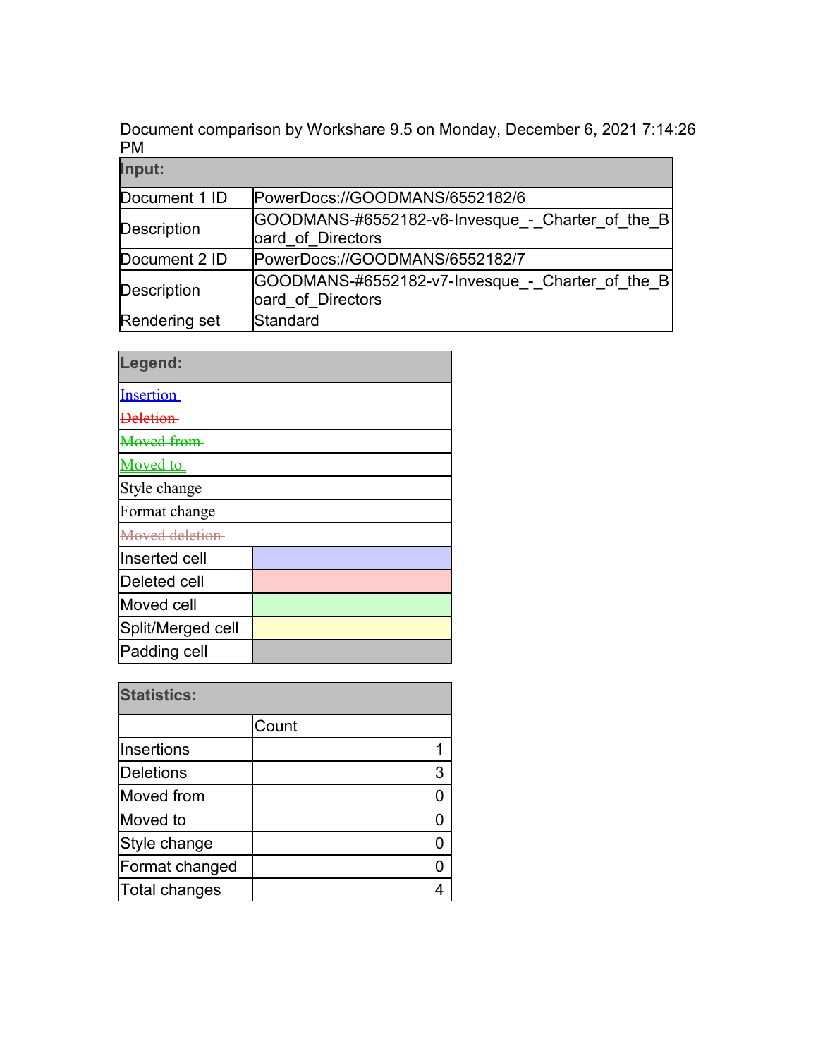Document comparison by Workshare 9.5 on Monday, December 6, 2021 7:14:26 PM

| Input: | |
|---|---|
| Document 1 ID | PowerDocs://GOODMANS/6552182/6 |
| Description | GOODMANS-#6552182-v6-Invesque_-_Charter_of_the_Board_of_Directors |
| Document 2 ID | PowerDocs://GOODMANS/6552182/7 |
| Description | GOODMANS-#6552182-v7-Invesque_-_Charter_of_the_Board_of_Directors |
| Rendering set | Standard |

| Legend: | |
|---|---|
| Insertion | |
| ~~Deletion~~ | |
| ~~Moved from~~ | |
| Moved to | |
| Style change | |
| Format change | |
| ~~Moved deletion~~ | |
| Inserted cell | |
| Deleted cell | |
| Moved cell | |
| Split/Merged cell | |
| Padding cell | |

| Statistics: | |
|---|---|
| | Count |
| Insertions | 1 |
| Deletions | 3 |
| Moved from | 0 |
| Moved to | 0 |
| Style change | 0 |
| Format changed | 0 |
| Total changes | 4 |